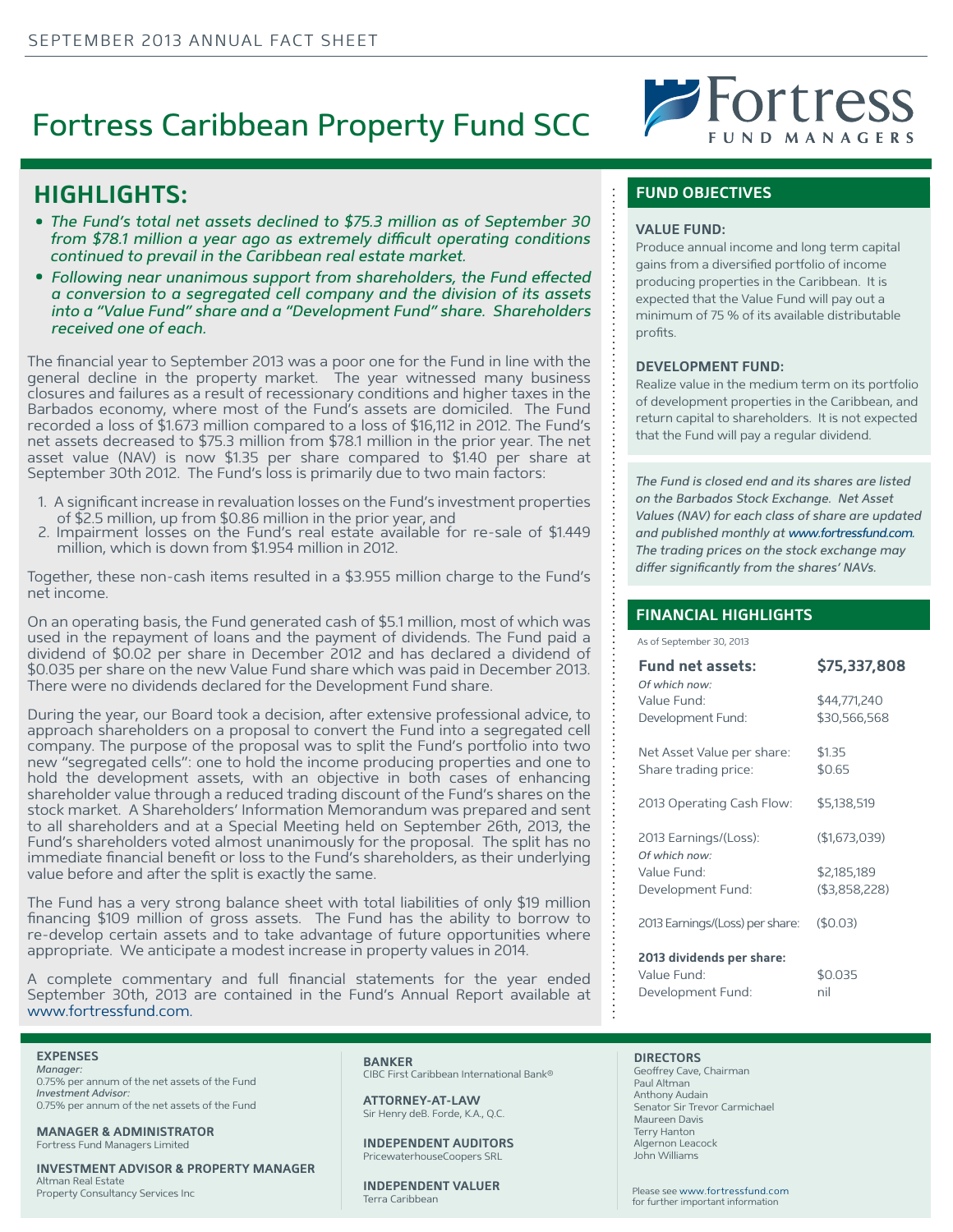SEPTEMBER 2013 ANNUAL FACT SHEET

# Fortress Caribbean Property Fund SCC

Fortress FUND MANAGERS

## HIGHLIGHTS:

- *The Fund's total net assets declined to $75.3 million as of September 30 from $78.1 million a year ago as extremely difficult operating conditions continued to prevail in the Caribbean real estate market.*
- *Following near unanimous support from shareholders, the Fund effected a conversion to a segregated cell company and the division of its assets into a "Value Fund" share and a "Development Fund" share. Shareholders received one of each.*

The financial year to September 2013 was a poor one for the Fund in line with the general decline in the property market. The year witnessed many business closures and failures as a result of recessionary conditions and higher taxes in the Barbados economy, where most of the Fund's assets are domiciled. The Fund recorded a loss of $1.673 million compared to a loss of $16,112 in 2012. The Fund's net assets decreased to $75.3 million from $78.1 million in the prior year. The net asset value (NAV) is now $1.35 per share compared to $1.40 per share at September 30th 2012. The Fund's loss is primarily due to two main factors:

1. A significant increase in revaluation losses on the Fund's investment properties of $2.5 million, up from $0.86 million in the prior year, and
2. Impairment losses on the Fund's real estate available for re-sale of $1.449 million, which is down from $1.954 million in 2012.

Together, these non-cash items resulted in a $3.955 million charge to the Fund's net income.

On an operating basis, the Fund generated cash of $5.1 million, most of which was used in the repayment of loans and the payment of dividends. The Fund paid a dividend of $0.02 per share in December 2012 and has declared a dividend of $0.035 per share on the new Value Fund share which was paid in December 2013. There were no dividends declared for the Development Fund share.

During the year, our Board took a decision, after extensive professional advice, to approach shareholders on a proposal to convert the Fund into a segregated cell company. The purpose of the proposal was to split the Fund's portfolio into two new "segregated cells": one to hold the income producing properties and one to hold the development assets, with an objective in both cases of enhancing shareholder value through a reduced trading discount of the Fund's shares on the stock market. A Shareholders' Information Memorandum was prepared and sent to all shareholders and at a Special Meeting held on September 26th, 2013, the Fund's shareholders voted almost unanimously for the proposal. The split has no immediate financial benefit or loss to the Fund's shareholders, as their underlying value before and after the split is exactly the same.

The Fund has a very strong balance sheet with total liabilities of only $19 million financing $109 million of gross assets. The Fund has the ability to borrow to re-develop certain assets and to take advantage of future opportunities where appropriate. We anticipate a modest increase in property values in 2014.

A complete commentary and full financial statements for the year ended September 30th, 2013 are contained in the Fund's Annual Report available at www.fortressfund.com.

## FUND OBJECTIVES

### VALUE FUND:

Produce annual income and long term capital gains from a diversified portfolio of income producing properties in the Caribbean. It is expected that the Value Fund will pay out a minimum of 75 % of its available distributable profits.

### DEVELOPMENT FUND:

Realize value in the medium term on its portfolio of development properties in the Caribbean, and return capital to shareholders. It is not expected that the Fund will pay a regular dividend.

*The Fund is closed end and its shares are listed on the Barbados Stock Exchange. Net Asset Values (NAV) for each class of share are updated and published monthly at www.fortressfund.com. The trading prices on the stock exchange may differ significantly from the shares' NAVs.*

## FINANCIAL HIGHLIGHTS

As of September 30, 2013

| | |
|---|---|
| **Fund net assets:** | **$75,337,808** |
| *Of which now:* | |
| Value Fund: | $44,771,240 |
| Development Fund: | $30,566,568 |
| Net Asset Value per share: | $1.35 |
| Share trading price: | $0.65 |
| 2013 Operating Cash Flow: | $5,138,519 |
| 2013 Earnings/(Loss): | ($1,673,039) |
| *Of which now:* | |
| Value Fund: | $2,185,189 |
| Development Fund: | ($3,858,228) |
| 2013 Earnings/(Loss) per share: | ($0.03) |
| **2013 dividends per share:** | |
| Value Fund: | $0.035 |
| Development Fund: | nil |

**EXPENSES**
*Manager:*
0.75% per annum of the net assets of the Fund
*Investment Advisor:*
0.75% per annum of the net assets of the Fund

**MANAGER & ADMINISTRATOR**
Fortress Fund Managers Limited

**INVESTMENT ADVISOR & PROPERTY MANAGER**
Altman Real Estate
Property Consultancy Services Inc

**BANKER**
CIBC First Caribbean International Bank®

**ATTORNEY-AT-LAW**
Sir Henry deB. Forde, K.A., Q.C.

**INDEPENDENT AUDITORS**
PricewaterhouseCoopers SRL

**INDEPENDENT VALUER**
Terra Caribbean

**DIRECTORS**
Geoffrey Cave, Chairman
Paul Altman
Anthony Audain
Senator Sir Trevor Carmichael
Maureen Davis
Terry Hanton
Algernon Leacock
John Williams

Please see www.fortressfund.com for further important information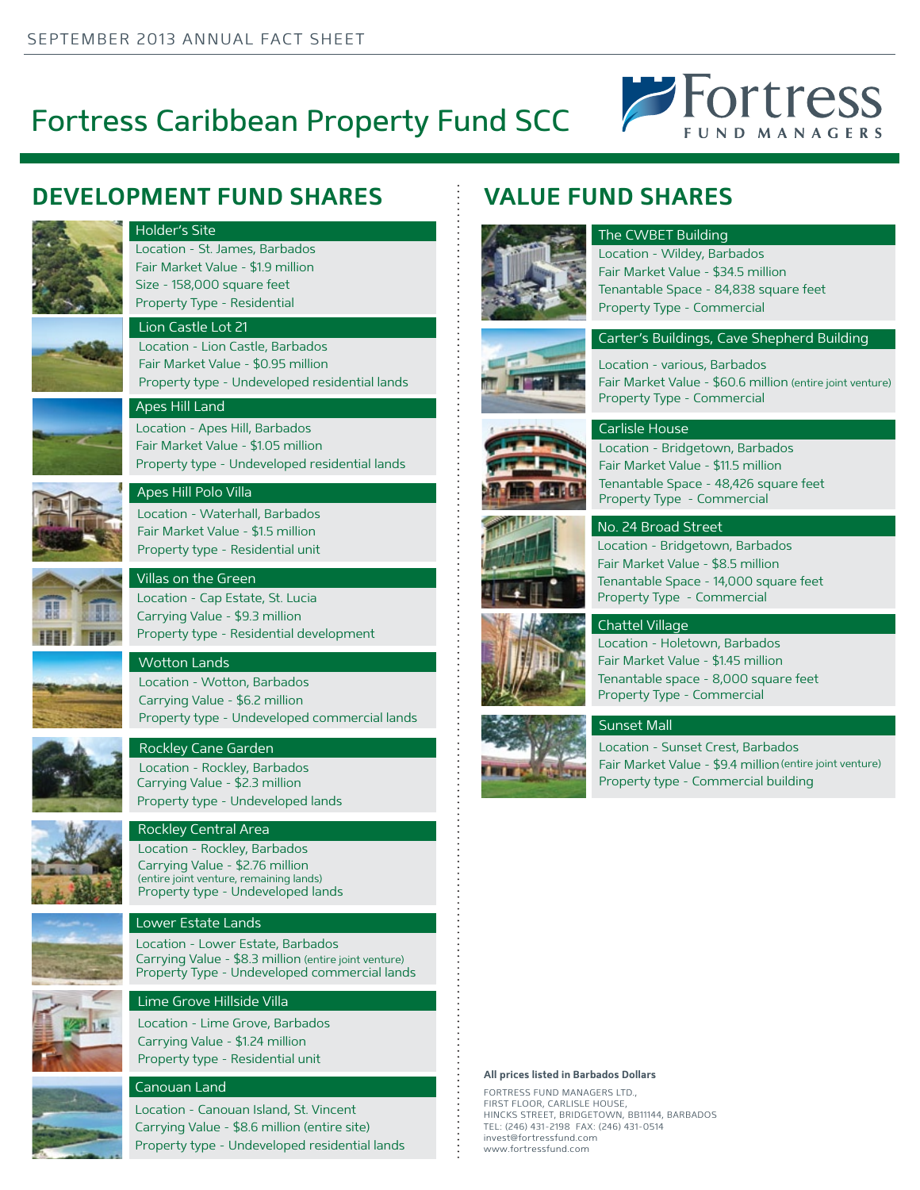# Fortress Caribbean Property Fund SCC

Fortress FUND MANAGERS

## DEVELOPMENT FUND SHARES

### Holder's Site
Location - St. James, Barbados
Fair Market Value - $1.9 million
Size - 158,000 square feet
Property Type - Residential

### Lion Castle Lot 21
Location - Lion Castle, Barbados
Fair Market Value - $0.95 million
Property type - Undeveloped residential lands

### Apes Hill Land
Location - Apes Hill, Barbados
Fair Market Value - $1.05 million
Property type - Undeveloped residential lands

### Apes Hill Polo Villa
Location - Waterhall, Barbados
Fair Market Value - $1.5 million
Property type - Residential unit

### Villas on the Green
Location - Cap Estate, St. Lucia
Carrying Value - $9.3 million
Property type - Residential development

### Wotton Lands
Location - Wotton, Barbados
Carrying Value - $6.2 million
Property type - Undeveloped commercial lands

### Rockley Cane Garden
Location - Rockley, Barbados
Carrying Value - $2.3 million
Property type - Undeveloped lands

### Rockley Central Area
Location - Rockley, Barbados
Carrying Value - $2.76 million
(entire joint venture, remaining lands)
Property type - Undeveloped lands

### Lower Estate Lands
Location - Lower Estate, Barbados
Carrying Value - $8.3 million (entire joint venture)
Property Type - Undeveloped commercial lands

### Lime Grove Hillside Villa
Location - Lime Grove, Barbados
Carrying Value - $1.24 million
Property type - Residential unit

### Canouan Land
Location - Canouan Island, St. Vincent
Carrying Value - $8.6 million (entire site)
Property type - Undeveloped residential lands

## VALUE FUND SHARES

### The CWBET Building
Location - Wildey, Barbados
Fair Market Value - $34.5 million
Tenantable Space - 84,838 square feet
Property Type - Commercial

### Carter's Buildings, Cave Shepherd Building
Location - various, Barbados
Fair Market Value - $60.6 million (entire joint venture)
Property Type - Commercial

### Carlisle House
Location - Bridgetown, Barbados
Fair Market Value - $11.5 million
Tenantable Space - 48,426 square feet
Property Type - Commercial

### No. 24 Broad Street
Location - Bridgetown, Barbados
Fair Market Value - $8.5 million
Tenantable Space - 14,000 square feet
Property Type - Commercial

### Chattel Village
Location - Holetown, Barbados
Fair Market Value - $1.45 million
Tenantable space - 8,000 square feet
Property Type - Commercial

### Sunset Mall
Location - Sunset Crest, Barbados
Fair Market Value - $9.4 million (entire joint venture)
Property type - Commercial building

**All prices listed in Barbados Dollars**

FORTRESS FUND MANAGERS LTD.,
FIRST FLOOR, CARLISLE HOUSE,
HINCKS STREET, BRIDGETOWN, BB11144, BARBADOS
TEL: (246) 431-2198 FAX: (246) 431-0514
invest@fortressfund.com
www.fortressfund.com